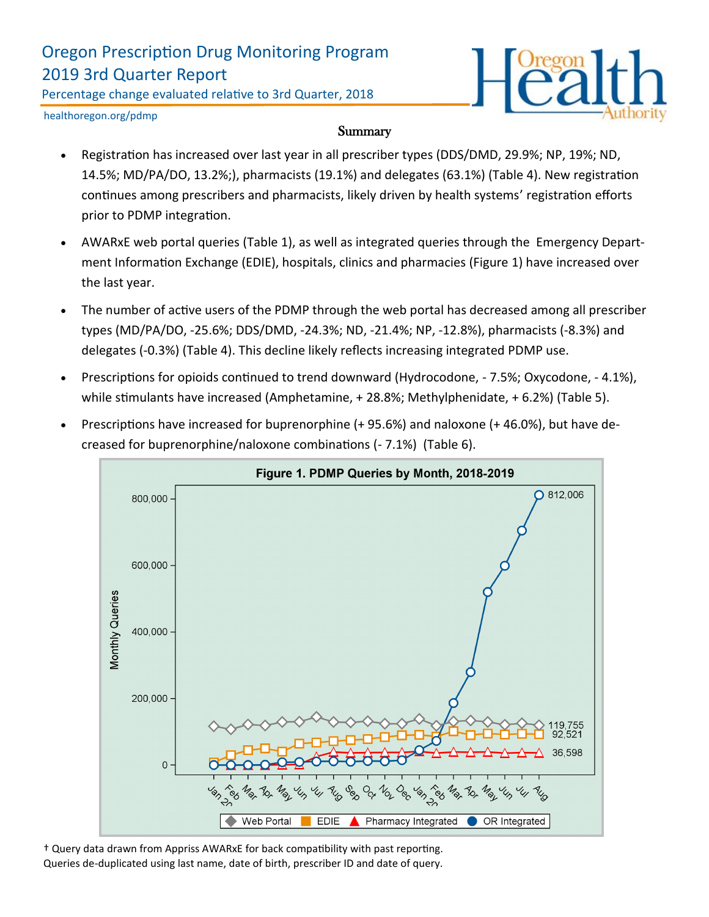# Oregon Prescription Drug Monitoring Program
## 2019 3rd Quarter Report

Percentage change evaluated relative to 3rd Quarter, 2018

healthoregon.org/pdmp

### Summary

- Registration has increased over last year in all prescriber types (DDS/DMD, 29.9%; NP, 19%; ND, 14.5%; MD/PA/DO, 13.2%;), pharmacists (19.1%) and delegates (63.1%) (Table 4). New registration continues among prescribers and pharmacists, likely driven by health systems' registration efforts prior to PDMP integration.
- AWARxE web portal queries (Table 1), as well as integrated queries through the Emergency Department Information Exchange (EDIE), hospitals, clinics and pharmacies (Figure 1) have increased over the last year.
- The number of active users of the PDMP through the web portal has decreased among all prescriber types (MD/PA/DO, -25.6%; DDS/DMD, -24.3%; ND, -21.4%; NP, -12.8%), pharmacists (-8.3%) and delegates (-0.3%) (Table 4). This decline likely reflects increasing integrated PDMP use.
- Prescriptions for opioids continued to trend downward (Hydrocodone, - 7.5%; Oxycodone, - 4.1%), while stimulants have increased (Amphetamine, + 28.8%; Methylphenidate, + 6.2%) (Table 5).
- Prescriptions have increased for buprenorphine (+ 95.6%) and naloxone (+ 46.0%), but have decreased for buprenorphine/naloxone combinations (- 7.1%) (Table 6).

**Figure 1. PDMP Queries by Month, 2018-2019**

Legend: Web Portal, EDIE, Pharmacy Integrated, OR Integrated. Y-axis: Monthly Queries (0 to 800,000). X-axis: Jan 2018 – Aug 2019. End values (Aug 2019): OR Integrated 812,006; Web Portal 119,755; EDIE 92,521; Pharmacy Integrated 36,598.

† Query data drawn from Appriss AWARxE for back compatibility with past reporting.
Queries de-duplicated using last name, date of birth, prescriber ID and date of query.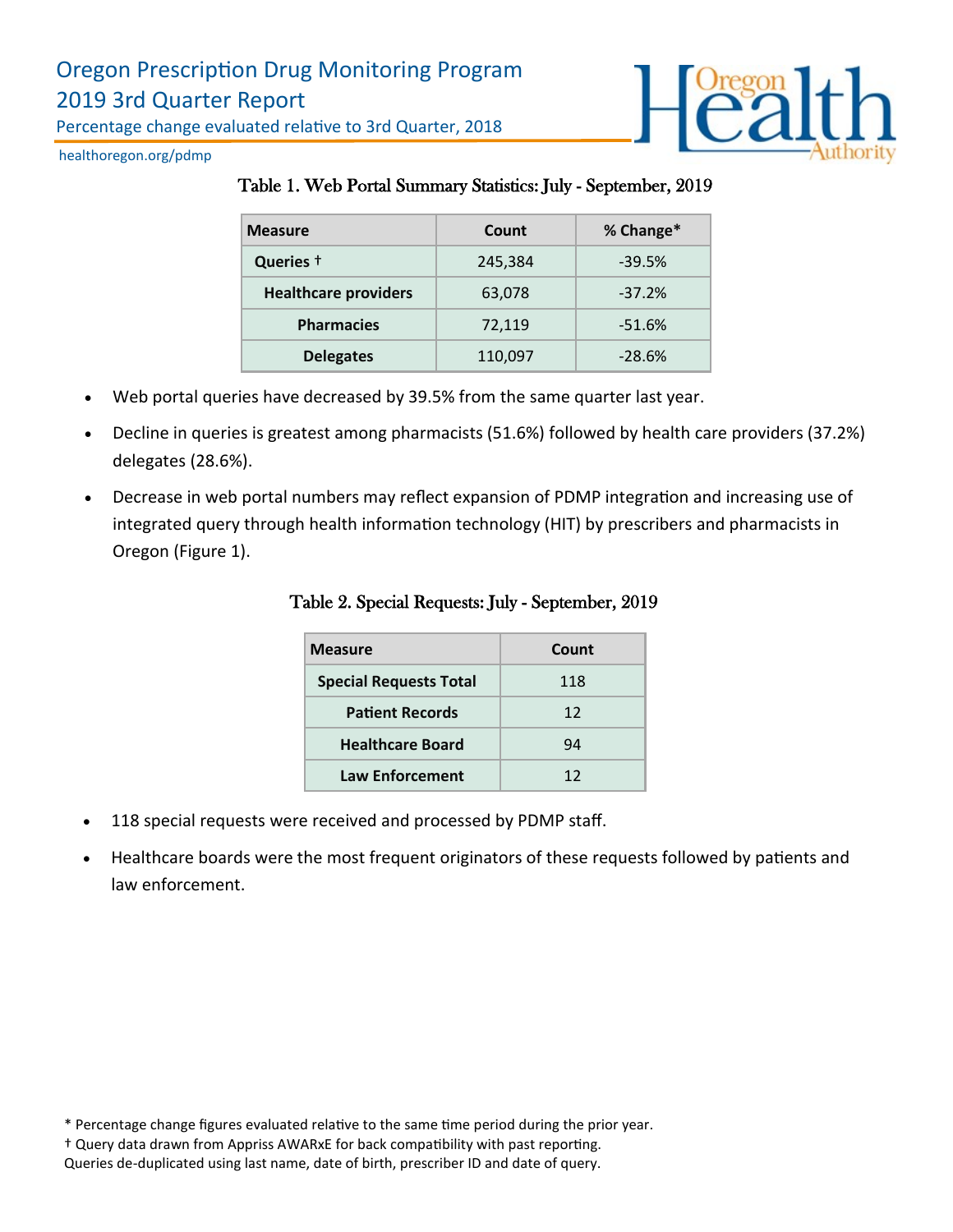# Oregon Prescription Drug Monitoring Program
## 2019 3rd Quarter Report

Percentage change evaluated relative to 3rd Quarter, 2018

healthoregon.org/pdmp

### Table 1. Web Portal Summary Statistics: July - September, 2019

| Measure | Count | % Change* |
|---|---|---|
| Queries † | 245,384 | -39.5% |
| Healthcare providers | 63,078 | -37.2% |
| Pharmacies | 72,119 | -51.6% |
| Delegates | 110,097 | -28.6% |

- Web portal queries have decreased by 39.5% from the same quarter last year.
- Decline in queries is greatest among pharmacists (51.6%) followed by health care providers (37.2%) delegates (28.6%).
- Decrease in web portal numbers may reflect expansion of PDMP integration and increasing use of integrated query through health information technology (HIT) by prescribers and pharmacists in Oregon (Figure 1).

### Table 2. Special Requests: July - September, 2019

| Measure | Count |
|---|---|
| Special Requests Total | 118 |
| Patient Records | 12 |
| Healthcare Board | 94 |
| Law Enforcement | 12 |

- 118 special requests were received and processed by PDMP staff.
- Healthcare boards were the most frequent originators of these requests followed by patients and law enforcement.

\* Percentage change figures evaluated relative to the same time period during the prior year.
† Query data drawn from Appriss AWARxE for back compatibility with past reporting.
Queries de-duplicated using last name, date of birth, prescriber ID and date of query.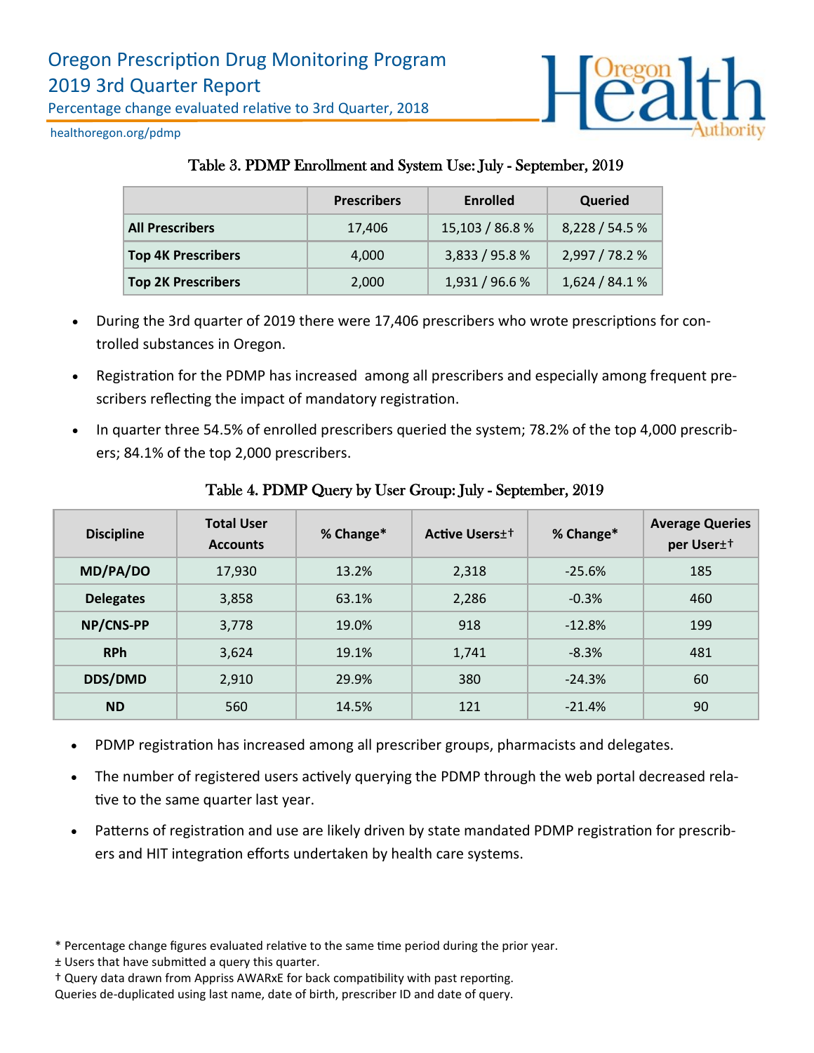# Oregon Prescription Drug Monitoring Program
## 2019 3rd Quarter Report

Percentage change evaluated relative to 3rd Quarter, 2018

healthoregon.org/pdmp

### Table 3. PDMP Enrollment and System Use: July - September, 2019

| | Prescribers | Enrolled | Queried |
|---|---|---|---|
| **All Prescribers** | 17,406 | 15,103 / 86.8 % | 8,228 / 54.5 % |
| **Top 4K Prescribers** | 4,000 | 3,833 / 95.8 % | 2,997 / 78.2 % |
| **Top 2K Prescribers** | 2,000 | 1,931 / 96.6 % | 1,624 / 84.1 % |

- During the 3rd quarter of 2019 there were 17,406 prescribers who wrote prescriptions for controlled substances in Oregon.
- Registration for the PDMP has increased among all prescribers and especially among frequent prescribers reflecting the impact of mandatory registration.
- In quarter three 54.5% of enrolled prescribers queried the system; 78.2% of the top 4,000 prescribers; 84.1% of the top 2,000 prescribers.

### Table 4. PDMP Query by User Group: July - September, 2019

| Discipline | Total User Accounts | % Change* | Active Users±† | % Change* | Average Queries per User±† |
|---|---|---|---|---|---|
| MD/PA/DO | 17,930 | 13.2% | 2,318 | -25.6% | 185 |
| Delegates | 3,858 | 63.1% | 2,286 | -0.3% | 460 |
| NP/CNS-PP | 3,778 | 19.0% | 918 | -12.8% | 199 |
| RPh | 3,624 | 19.1% | 1,741 | -8.3% | 481 |
| DDS/DMD | 2,910 | 29.9% | 380 | -24.3% | 60 |
| ND | 560 | 14.5% | 121 | -21.4% | 90 |

- PDMP registration has increased among all prescriber groups, pharmacists and delegates.
- The number of registered users actively querying the PDMP through the web portal decreased relative to the same quarter last year.
- Patterns of registration and use are likely driven by state mandated PDMP registration for prescribers and HIT integration efforts undertaken by health care systems.

\* Percentage change figures evaluated relative to the same time period during the prior year.
± Users that have submitted a query this quarter.
† Query data drawn from Appriss AWARxE for back compatibility with past reporting.
Queries de-duplicated using last name, date of birth, prescriber ID and date of query.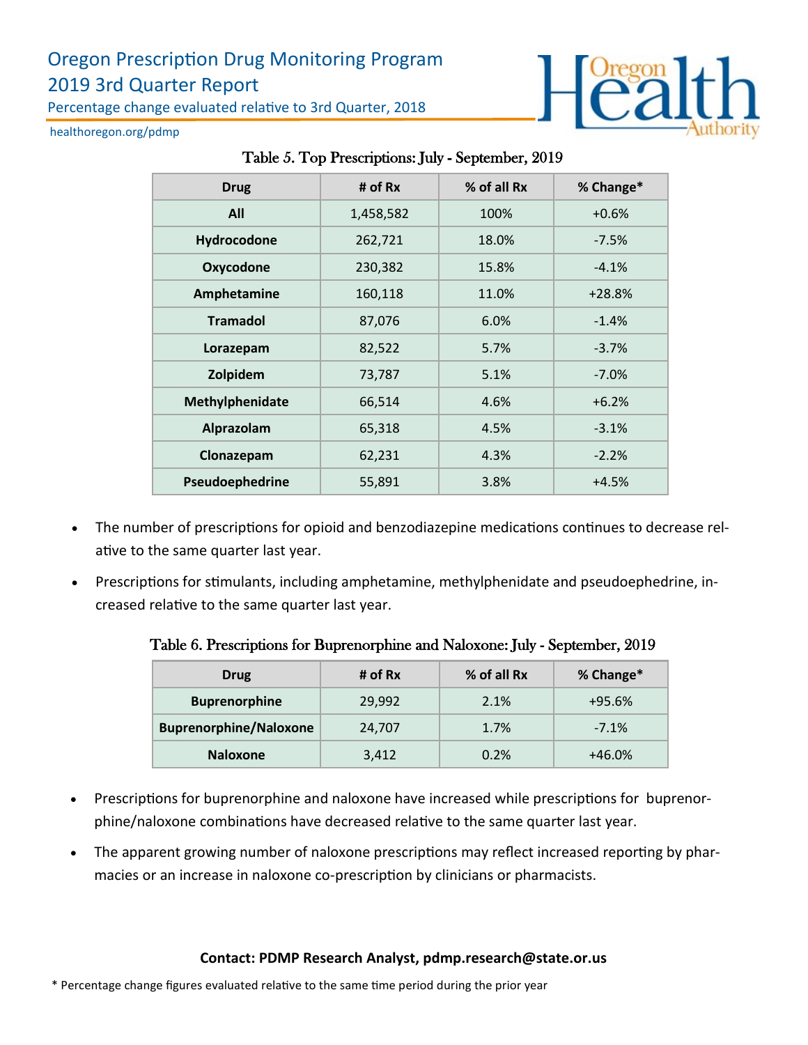# Oregon Prescription Drug Monitoring Program
## 2019 3rd Quarter Report

Percentage change evaluated relative to 3rd Quarter, 2018

healthoregon.org/pdmp

Table 5. Top Prescriptions: July - September, 2019

| Drug | # of Rx | % of all Rx | % Change* |
|---|---|---|---|
| **All** | 1,458,582 | 100% | +0.6% |
| **Hydrocodone** | 262,721 | 18.0% | -7.5% |
| **Oxycodone** | 230,382 | 15.8% | -4.1% |
| **Amphetamine** | 160,118 | 11.0% | +28.8% |
| **Tramadol** | 87,076 | 6.0% | -1.4% |
| **Lorazepam** | 82,522 | 5.7% | -3.7% |
| **Zolpidem** | 73,787 | 5.1% | -7.0% |
| **Methylphenidate** | 66,514 | 4.6% | +6.2% |
| **Alprazolam** | 65,318 | 4.5% | -3.1% |
| **Clonazepam** | 62,231 | 4.3% | -2.2% |
| **Pseudoephedrine** | 55,891 | 3.8% | +4.5% |

- The number of prescriptions for opioid and benzodiazepine medications continues to decrease relative to the same quarter last year.
- Prescriptions for stimulants, including amphetamine, methylphenidate and pseudoephedrine, increased relative to the same quarter last year.

Table 6. Prescriptions for Buprenorphine and Naloxone: July - September, 2019

| Drug | # of Rx | % of all Rx | % Change* |
|---|---|---|---|
| **Buprenorphine** | 29,992 | 2.1% | +95.6% |
| **Buprenorphine/Naloxone** | 24,707 | 1.7% | -7.1% |
| **Naloxone** | 3,412 | 0.2% | +46.0% |

- Prescriptions for buprenorphine and naloxone have increased while prescriptions for buprenorphine/naloxone combinations have decreased relative to the same quarter last year.
- The apparent growing number of naloxone prescriptions may reflect increased reporting by pharmacies or an increase in naloxone co-prescription by clinicians or pharmacists.

**Contact: PDMP Research Analyst, pdmp.research@state.or.us**

\* Percentage change figures evaluated relative to the same time period during the prior year